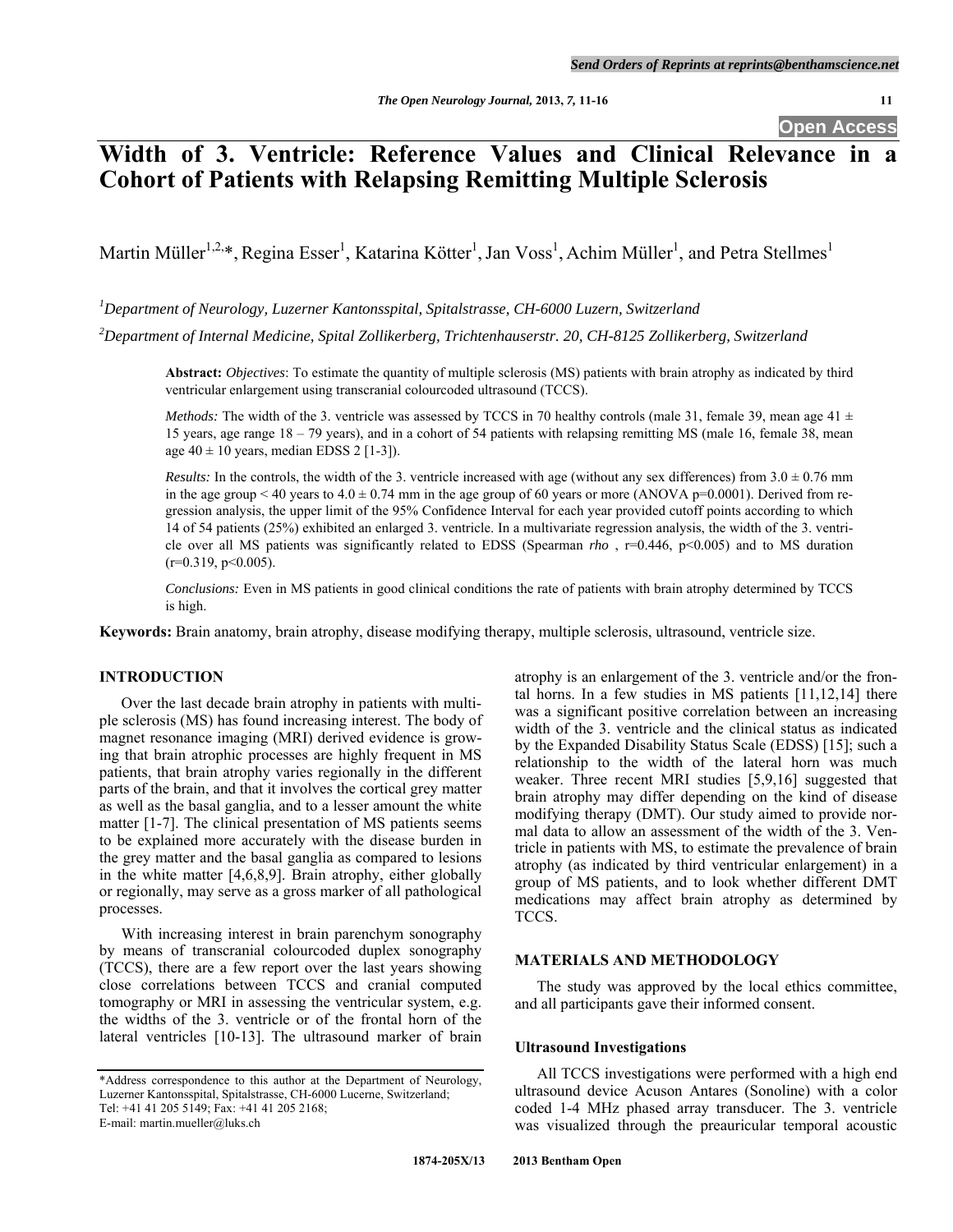# Width of 3. Ventricle: Reference Values and Clinical Relevance in a Cohort of Patients with Relapsing Remitting Multiple Sclerosis

Martin Müller[1,2,*], Regina Esser[1], Katarina Kötter[1], Jan Voss[1], Achim Müller[1], and Petra Stellmes[1]

[1]*Department of Neurology, Luzerner Kantonsspital, Spitalstrasse, CH-6000 Luzern, Switzerland*

[2]*Department of Internal Medicine, Spital Zollikerberg, Trichtenhauserstr. 20, CH-8125 Zollikerberg, Switzerland*

**Abstract:** *Objectives*: To estimate the quantity of multiple sclerosis (MS) patients with brain atrophy as indicated by third ventricular enlargement using transcranial colourcoded ultrasound (TCCS).

*Methods:* The width of the 3. ventricle was assessed by TCCS in 70 healthy controls (male 31, female 39, mean age 41 ± 15 years, age range 18 – 79 years), and in a cohort of 54 patients with relapsing remitting MS (male 16, female 38, mean age 40 ± 10 years, median EDSS 2 [1-3]).

*Results:* In the controls, the width of the 3. ventricle increased with age (without any sex differences) from 3.0 ± 0.76 mm in the age group < 40 years to 4.0 ± 0.74 mm in the age group of 60 years or more (ANOVA p=0.0001). Derived from regression analysis, the upper limit of the 95% Confidence Interval for each year provided cutoff points according to which 14 of 54 patients (25%) exhibited an enlarged 3. ventricle. In a multivariate regression analysis, the width of the 3. ventricle over all MS patients was significantly related to EDSS (Spearman *rho* , r=0.446, p<0.005) and to MS duration (r=0.319, p<0.005).

*Conclusions:* Even in MS patients in good clinical conditions the rate of patients with brain atrophy determined by TCCS is high.

**Keywords:** Brain anatomy, brain atrophy, disease modifying therapy, multiple sclerosis, ultrasound, ventricle size.

## INTRODUCTION

Over the last decade brain atrophy in patients with multiple sclerosis (MS) has found increasing interest. The body of magnet resonance imaging (MRI) derived evidence is growing that brain atrophic processes are highly frequent in MS patients, that brain atrophy varies regionally in the different parts of the brain, and that it involves the cortical grey matter as well as the basal ganglia, and to a lesser amount the white matter [1-7]. The clinical presentation of MS patients seems to be explained more accurately with the disease burden in the grey matter and the basal ganglia as compared to lesions in the white matter [4,6,8,9]. Brain atrophy, either globally or regionally, may serve as a gross marker of all pathological processes.

With increasing interest in brain parenchym sonography by means of transcranial colourcoded duplex sonography (TCCS), there are a few report over the last years showing close correlations between TCCS and cranial computed tomography or MRI in assessing the ventricular system, e.g. the widths of the 3. ventricle or of the frontal horn of the lateral ventricles [10-13]. The ultrasound marker of brain atrophy is an enlargement of the 3. ventricle and/or the frontal horns. In a few studies in MS patients [11,12,14] there was a significant positive correlation between an increasing width of the 3. ventricle and the clinical status as indicated by the Expanded Disability Status Scale (EDSS) [15]; such a relationship to the width of the lateral horn was much weaker. Three recent MRI studies [5,9,16] suggested that brain atrophy may differ depending on the kind of disease modifying therapy (DMT). Our study aimed to provide normal data to allow an assessment of the width of the 3. Ventricle in patients with MS, to estimate the prevalence of brain atrophy (as indicated by third ventricular enlargement) in a group of MS patients, and to look whether different DMT medications may affect brain atrophy as determined by TCCS.

## MATERIALS AND METHODOLOGY

The study was approved by the local ethics committee, and all participants gave their informed consent.

### Ultrasound Investigations

All TCCS investigations were performed with a high end ultrasound device Acuson Antares (Sonoline) with a color coded 1-4 MHz phased array transducer. The 3. ventricle was visualized through the preauricular temporal acoustic

*Address correspondence to this author at the Department of Neurology, Luzerner Kantonsspital, Spitalstrasse, CH-6000 Lucerne, Switzerland; Tel: +41 41 205 5149; Fax: +41 41 205 2168; E-mail: martin.mueller@luks.ch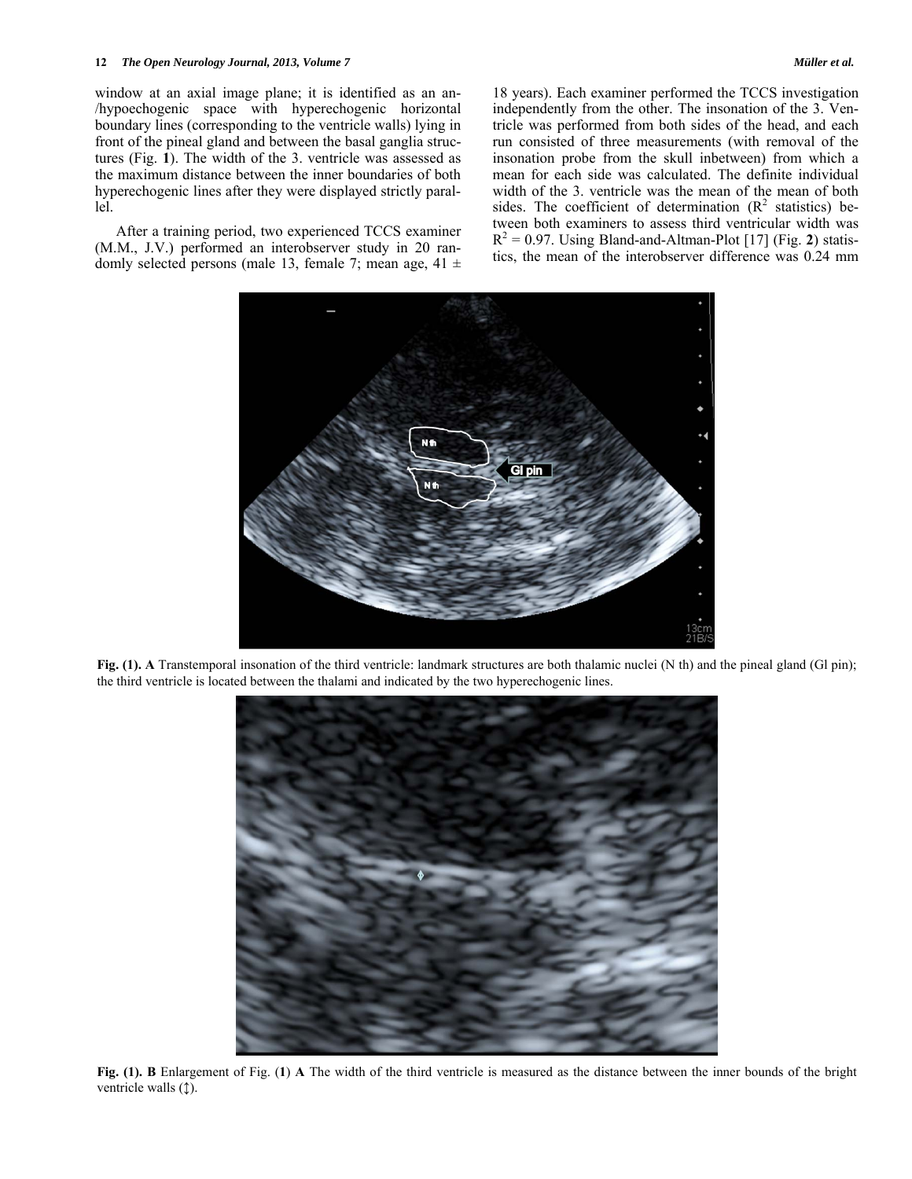window at an axial image plane; it is identified as an an-/hypoechogenic space with hyperechogenic horizontal boundary lines (corresponding to the ventricle walls) lying in front of the pineal gland and between the basal ganglia structures (Fig. **1**). The width of the 3. ventricle was assessed as the maximum distance between the inner boundaries of both hyperechogenic lines after they were displayed strictly parallel.

After a training period, two experienced TCCS examiner (M.M., J.V.) performed an interobserver study in 20 randomly selected persons (male 13, female 7; mean age, 41 ± 18 years). Each examiner performed the TCCS investigation independently from the other. The insonation of the 3. Ventricle was performed from both sides of the head, and each run consisted of three measurements (with removal of the insonation probe from the skull inbetween) from which a mean for each side was calculated. The definite individual width of the 3. ventricle was the mean of the mean of both sides. The coefficient of determination ($R^2$ statistics) between both examiners to assess third ventricular width was $R^2 = 0.97$. Using Bland-and-Altman-Plot [17] (Fig. **2**) statistics, the mean of the interobserver difference was 0.24 mm

**Fig. (1). A** Transtemporal insonation of the third ventricle: landmark structures are both thalamic nuclei (N th) and the pineal gland (Gl pin); the third ventricle is located between the thalami and indicated by the two hyperechogenic lines.

**Fig. (1). B** Enlargement of Fig. (**1**) **A** The width of the third ventricle is measured as the distance between the inner bounds of the bright ventricle walls (↕).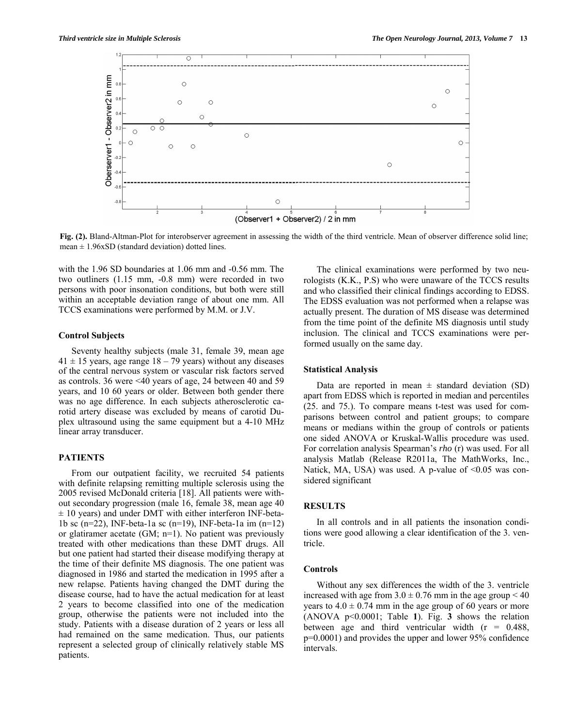**Fig. (2).** Bland-Altman-Plot for interobserver agreement in assessing the width of the third ventricle. Mean of observer difference solid line; mean ± 1.96xSD (standard deviation) dotted lines.

with the 1.96 SD boundaries at 1.06 mm and -0.56 mm. The two outliners (1.15 mm, -0.8 mm) were recorded in two persons with poor insonation conditions, but both were still within an acceptable deviation range of about one mm. All TCCS examinations were performed by M.M. or J.V.

### Control Subjects

Seventy healthy subjects (male 31, female 39, mean age 41 ± 15 years, age range 18 – 79 years) without any diseases of the central nervous system or vascular risk factors served as controls. 36 were <40 years of age, 24 between 40 and 59 years, and 10 60 years or older. Between both gender there was no age difference. In each subjects atherosclerotic carotid artery disease was excluded by means of carotid Duplex ultrasound using the same equipment but a 4-10 MHz linear array transducer.

## PATIENTS

From our outpatient facility, we recruited 54 patients with definite relapsing remitting multiple sclerosis using the 2005 revised McDonald criteria [18]. All patients were without secondary progression (male 16, female 38, mean age 40 ± 10 years) and under DMT with either interferon INF-beta-1b sc (n=22), INF-beta-1a sc (n=19), INF-beta-1a im (n=12) or glatiramer acetate (GM; n=1). No patient was previously treated with other medications than these DMT drugs. All but one patient had started their disease modifying therapy at the time of their definite MS diagnosis. The one patient was diagnosed in 1986 and started the medication in 1995 after a new relapse. Patients having changed the DMT during the disease course, had to have the actual medication for at least 2 years to become classified into one of the medication group, otherwise the patients were not included into the study. Patients with a disease duration of 2 years or less all had remained on the same medication. Thus, our patients represent a selected group of clinically relatively stable MS patients.

The clinical examinations were performed by two neurologists (K.K., P.S) who were unaware of the TCCS results and who classified their clinical findings according to EDSS. The EDSS evaluation was not performed when a relapse was actually present. The duration of MS disease was determined from the time point of the definite MS diagnosis until study inclusion. The clinical and TCCS examinations were performed usually on the same day.

### Statistical Analysis

Data are reported in mean ± standard deviation (SD) apart from EDSS which is reported in median and percentiles (25. and 75.). To compare means t-test was used for comparisons between control and patient groups; to compare means or medians within the group of controls or patients one sided ANOVA or Kruskal-Wallis procedure was used. For correlation analysis Spearman's *rho* (r) was used. For all analysis Matlab (Release R2011a, The MathWorks, Inc., Natick, MA, USA) was used. A p-value of <0.05 was considered significant

## RESULTS

In all controls and in all patients the insonation conditions were good allowing a clear identification of the 3. ventricle.

### Controls

Without any sex differences the width of the 3. ventricle increased with age from 3.0 ± 0.76 mm in the age group < 40 years to 4.0 ± 0.74 mm in the age group of 60 years or more (ANOVA $p<0.0001$; Table **1**). Fig. **3** shows the relation between age and third ventricular width ($r = 0.488$, $p=0.0001$) and provides the upper and lower 95% confidence intervals.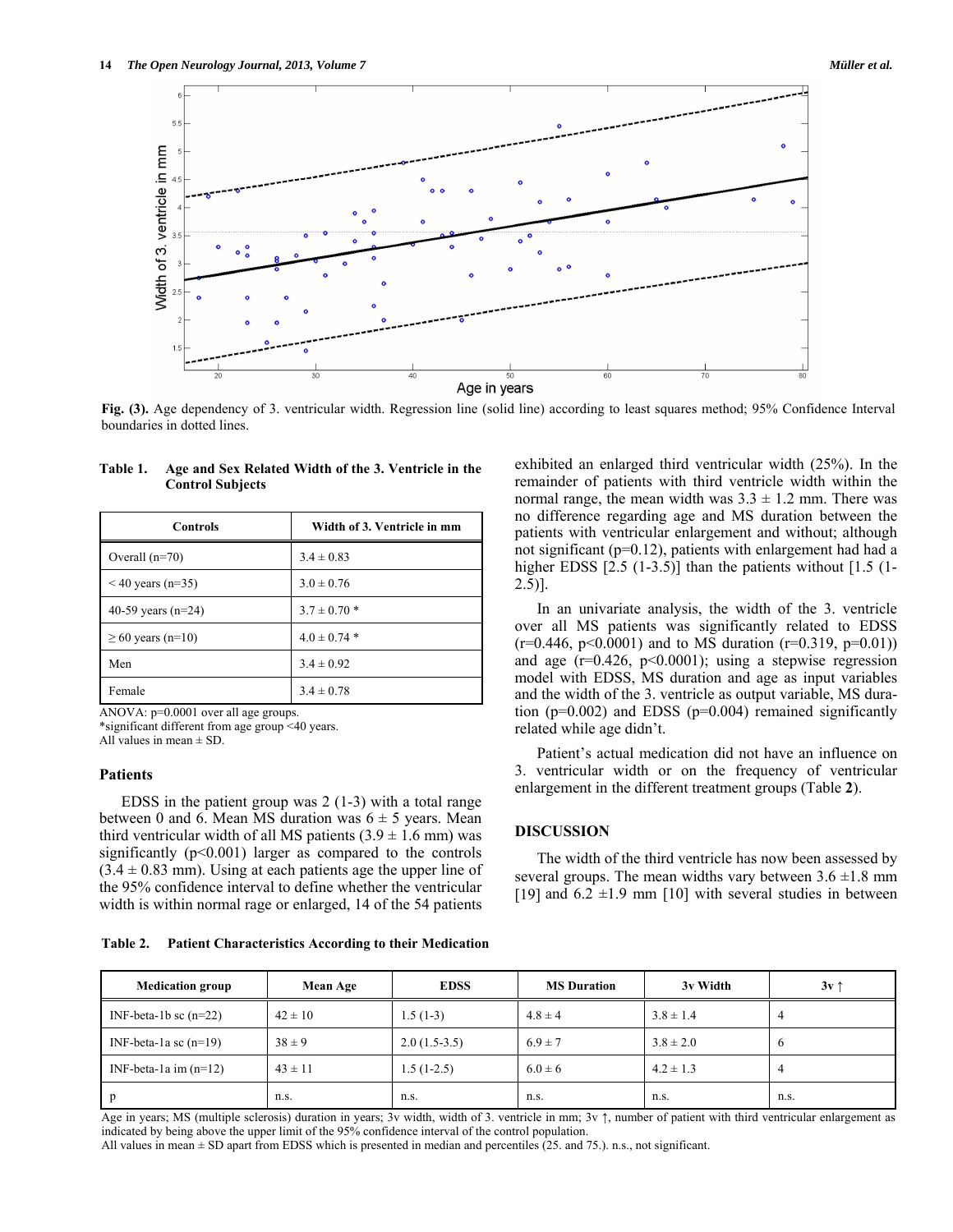Fig. (3). Age dependency of 3. ventricular width. Regression line (solid line) according to least squares method; 95% Confidence Interval boundaries in dotted lines.

**Table 1. Age and Sex Related Width of the 3. Ventricle in the Control Subjects**

| Controls | Width of 3. Ventricle in mm |
|---|---|
| Overall (n=70) | 3.4 ± 0.83 |
| < 40 years (n=35) | 3.0 ± 0.76 |
| 40-59 years (n=24) | 3.7 ± 0.70 * |
| ≥ 60 years (n=10) | 4.0 ± 0.74 * |
| Men | 3.4 ± 0.92 |
| Female | 3.4 ± 0.78 |

ANOVA: p=0.0001 over all age groups.
*significant different from age group <40 years.
All values in mean ± SD.

### Patients

EDSS in the patient group was 2 (1-3) with a total range between 0 and 6. Mean MS duration was 6 ± 5 years. Mean third ventricular width of all MS patients (3.9 ± 1.6 mm) was significantly (p<0.001) larger as compared to the controls (3.4 ± 0.83 mm). Using at each patients age the upper line of the 95% confidence interval to define whether the ventricular width is within normal rage or enlarged, 14 of the 54 patients exhibited an enlarged third ventricular width (25%). In the remainder of patients with third ventricle width within the normal range, the mean width was 3.3 ± 1.2 mm. There was no difference regarding age and MS duration between the patients with ventricular enlargement and without; although not significant (p=0.12), patients with enlargement had had a higher EDSS [2.5 (1-3.5)] than the patients without [1.5 (1-2.5)].

In an univariate analysis, the width of the 3. ventricle over all MS patients was significantly related to EDSS (r=0.446, p<0.0001) and to MS duration (r=0.319, p=0.01)) and age (r=0.426, p<0.0001); using a stepwise regression model with EDSS, MS duration and age as input variables and the width of the 3. ventricle as output variable, MS duration (p=0.002) and EDSS (p=0.004) remained significantly related while age didn't.

Patient's actual medication did not have an influence on 3. ventricular width or on the frequency of ventricular enlargement in the different treatment groups (Table **2**).

## DISCUSSION

The width of the third ventricle has now been assessed by several groups. The mean widths vary between 3.6 ±1.8 mm [19] and 6.2 ±1.9 mm [10] with several studies in between

**Table 2. Patient Characteristics According to their Medication**

| Medication group | Mean Age | EDSS | MS Duration | 3v Width | 3v ↑ |
|---|---|---|---|---|---|
| INF-beta-1b sc (n=22) | 42 ± 10 | 1.5 (1-3) | 4.8 ± 4 | 3.8 ± 1.4 | 4 |
| INF-beta-1a sc (n=19) | 38 ± 9 | 2.0 (1.5-3.5) | 6.9 ± 7 | 3.8 ± 2.0 | 6 |
| INF-beta-1a im (n=12) | 43 ± 11 | 1.5 (1-2.5) | 6.0 ± 6 | 4.2 ± 1.3 | 4 |
| p | n.s. | n.s. | n.s. | n.s. | n.s. |

Age in years; MS (multiple sclerosis) duration in years; 3v width, width of 3. ventricle in mm; 3v ↑, number of patient with third ventricular enlargement as indicated by being above the upper limit of the 95% confidence interval of the control population.
All values in mean ± SD apart from EDSS which is presented in median and percentiles (25. and 75.). n.s., not significant.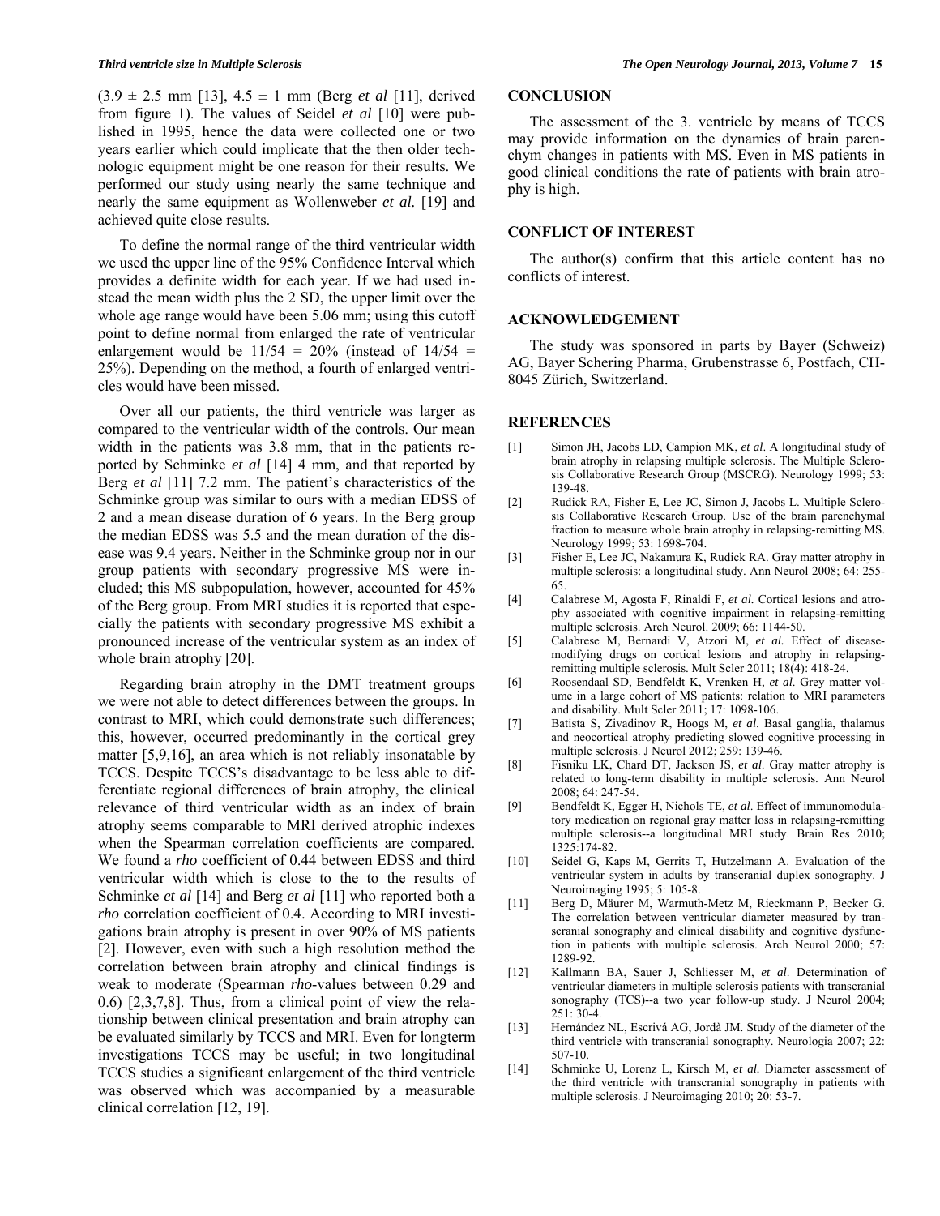(3.9 ± 2.5 mm [13], 4.5 ± 1 mm (Berg *et al* [11], derived from figure 1). The values of Seidel *et al* [10] were published in 1995, hence the data were collected one or two years earlier which could implicate that the then older technologic equipment might be one reason for their results. We performed our study using nearly the same technique and nearly the same equipment as Wollenweber *et al.* [19] and achieved quite close results.

To define the normal range of the third ventricular width we used the upper line of the 95% Confidence Interval which provides a definite width for each year. If we had used instead the mean width plus the 2 SD, the upper limit over the whole age range would have been 5.06 mm; using this cutoff point to define normal from enlarged the rate of ventricular enlargement would be 11/54 = 20% (instead of 14/54 = 25%). Depending on the method, a fourth of enlarged ventricles would have been missed.

Over all our patients, the third ventricle was larger as compared to the ventricular width of the controls. Our mean width in the patients was 3.8 mm, that in the patients reported by Schminke *et al* [14] 4 mm, and that reported by Berg *et al* [11] 7.2 mm. The patient's characteristics of the Schminke group was similar to ours with a median EDSS of 2 and a mean disease duration of 6 years. In the Berg group the median EDSS was 5.5 and the mean duration of the disease was 9.4 years. Neither in the Schminke group nor in our group patients with secondary progressive MS were included; this MS subpopulation, however, accounted for 45% of the Berg group. From MRI studies it is reported that especially the patients with secondary progressive MS exhibit a pronounced increase of the ventricular system as an index of whole brain atrophy [20].

Regarding brain atrophy in the DMT treatment groups we were not able to detect differences between the groups. In contrast to MRI, which could demonstrate such differences; this, however, occurred predominantly in the cortical grey matter [5,9,16], an area which is not reliably insonatable by TCCS. Despite TCCS's disadvantage to be less able to differentiate regional differences of brain atrophy, the clinical relevance of third ventricular width as an index of brain atrophy seems comparable to MRI derived atrophic indexes when the Spearman correlation coefficients are compared. We found a *rho* coefficient of 0.44 between EDSS and third ventricular width which is close to the to the results of Schminke *et al* [14] and Berg *et al* [11] who reported both a *rho* correlation coefficient of 0.4. According to MRI investigations brain atrophy is present in over 90% of MS patients [2]. However, even with such a high resolution method the correlation between brain atrophy and clinical findings is weak to moderate (Spearman *rho*-values between 0.29 and 0.6) [2,3,7,8]. Thus, from a clinical point of view the relationship between clinical presentation and brain atrophy can be evaluated similarly by TCCS and MRI. Even for longterm investigations TCCS may be useful; in two longitudinal TCCS studies a significant enlargement of the third ventricle was observed which was accompanied by a measurable clinical correlation [12, 19].

## CONCLUSION

The assessment of the 3. ventricle by means of TCCS may provide information on the dynamics of brain parenchym changes in patients with MS. Even in MS patients in good clinical conditions the rate of patients with brain atrophy is high.

## CONFLICT OF INTEREST

The author(s) confirm that this article content has no conflicts of interest.

## ACKNOWLEDGEMENT

The study was sponsored in parts by Bayer (Schweiz) AG, Bayer Schering Pharma, Grubenstrasse 6, Postfach, CH-8045 Zürich, Switzerland.

## REFERENCES

[1] Simon JH, Jacobs LD, Campion MK, *et al*. A longitudinal study of brain atrophy in relapsing multiple sclerosis. The Multiple Sclerosis Collaborative Research Group (MSCRG). Neurology 1999; 53: 139-48.

[2] Rudick RA, Fisher E, Lee JC, Simon J, Jacobs L. Multiple Sclerosis Collaborative Research Group. Use of the brain parenchymal fraction to measure whole brain atrophy in relapsing-remitting MS. Neurology 1999; 53: 1698-704.

[3] Fisher E, Lee JC, Nakamura K, Rudick RA. Gray matter atrophy in multiple sclerosis: a longitudinal study. Ann Neurol 2008; 64: 255-65.

[4] Calabrese M, Agosta F, Rinaldi F, *et al.* Cortical lesions and atrophy associated with cognitive impairment in relapsing-remitting multiple sclerosis. Arch Neurol. 2009; 66: 1144-50.

[5] Calabrese M, Bernardi V, Atzori M, *et al.* Effect of disease-modifying drugs on cortical lesions and atrophy in relapsing-remitting multiple sclerosis. Mult Scler 2011; 18(4): 418-24.

[6] Roosendaal SD, Bendfeldt K, Vrenken H, *et al*. Grey matter volume in a large cohort of MS patients: relation to MRI parameters and disability. Mult Scler 2011; 17: 1098-106.

[7] Batista S, Zivadinov R, Hoogs M, *et al.* Basal ganglia, thalamus and neocortical atrophy predicting slowed cognitive processing in multiple sclerosis. J Neurol 2012; 259: 139-46.

[8] Fisniku LK, Chard DT, Jackson JS, *et al.* Gray matter atrophy is related to long-term disability in multiple sclerosis. Ann Neurol 2008; 64: 247-54.

[9] Bendfeldt K, Egger H, Nichols TE, *et al*. Effect of immunomodulatory medication on regional gray matter loss in relapsing-remitting multiple sclerosis--a longitudinal MRI study. Brain Res 2010; 1325:174-82.

[10] Seidel G, Kaps M, Gerrits T, Hutzelmann A. Evaluation of the ventricular system in adults by transcranial duplex sonography. J Neuroimaging 1995; 5: 105-8.

[11] Berg D, Mäurer M, Warmuth-Metz M, Rieckmann P, Becker G. The correlation between ventricular diameter measured by transcranial sonography and clinical disability and cognitive dysfunction in patients with multiple sclerosis. Arch Neurol 2000; 57: 1289-92.

[12] Kallmann BA, Sauer J, Schliesser M, *et al*. Determination of ventricular diameters in multiple sclerosis patients with transcranial sonography (TCS)--a two year follow-up study. J Neurol 2004; 251: 30-4.

[13] Hernández NL, Escrivá AG, Jordà JM. Study of the diameter of the third ventricle with transcranial sonography. Neurologia 2007; 22: 507-10.

[14] Schminke U, Lorenz L, Kirsch M, *et al.* Diameter assessment of the third ventricle with transcranial sonography in patients with multiple sclerosis. J Neuroimaging 2010; 20: 53-7.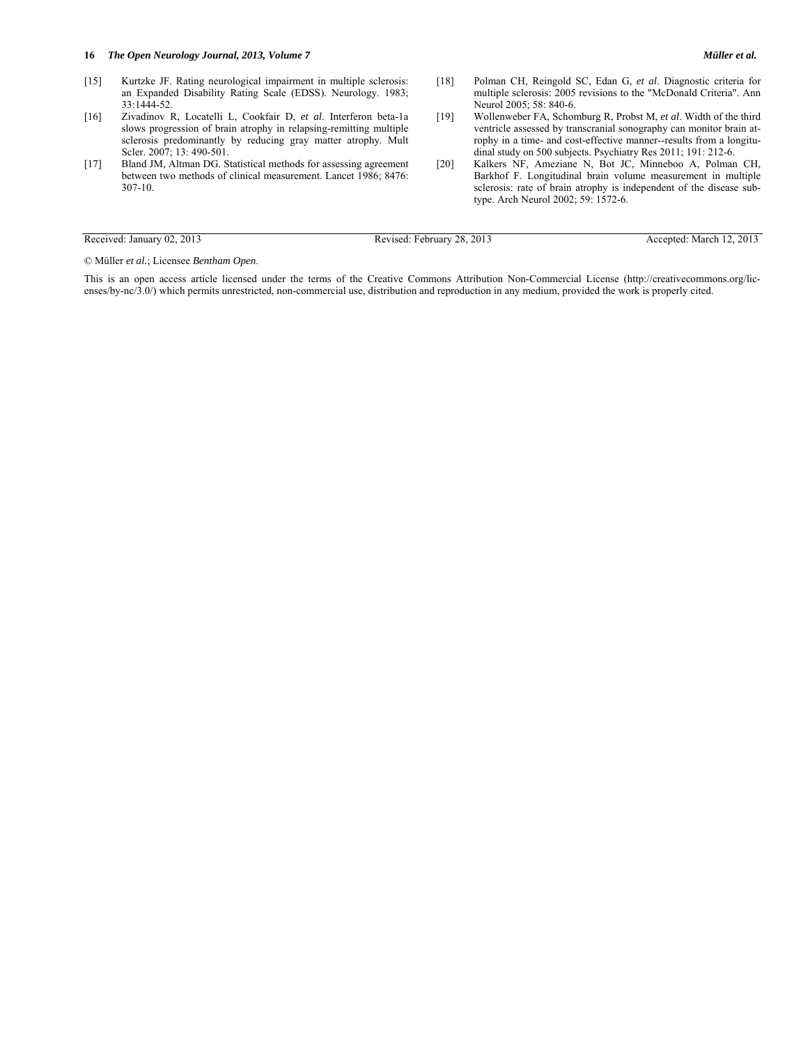[15] Kurtzke JF. Rating neurological impairment in multiple sclerosis: an Expanded Disability Rating Scale (EDSS). Neurology. 1983; 33:1444-52.

[16] Zivadinov R, Locatelli L, Cookfair D, *et al*. Interferon beta-1a slows progression of brain atrophy in relapsing-remitting multiple sclerosis predominantly by reducing gray matter atrophy. Mult Scler. 2007; 13: 490-501.

[17] Bland JM, Altman DG. Statistical methods for assessing agreement between two methods of clinical measurement. Lancet 1986; 8476: 307-10.

[18] Polman CH, Reingold SC, Edan G, *et al*. Diagnostic criteria for multiple sclerosis: 2005 revisions to the "McDonald Criteria". Ann Neurol 2005; 58: 840-6.

[19] Wollenweber FA, Schomburg R, Probst M, *et al*. Width of the third ventricle assessed by transcranial sonography can monitor brain atrophy in a time- and cost-effective manner--results from a longitudinal study on 500 subjects. Psychiatry Res 2011; 191: 212-6.

[20] Kalkers NF, Ameziane N, Bot JC, Minneboo A, Polman CH, Barkhof F. Longitudinal brain volume measurement in multiple sclerosis: rate of brain atrophy is independent of the disease subtype. Arch Neurol 2002; 59: 1572-6.

Received: January 02, 2013 Revised: February 28, 2013 Accepted: March 12, 2013

© Müller *et al.*; Licensee *Bentham Open*.

This is an open access article licensed under the terms of the Creative Commons Attribution Non-Commercial License (http://creativecommons.org/licenses/by-nc/3.0/) which permits unrestricted, non-commercial use, distribution and reproduction in any medium, provided the work is properly cited.